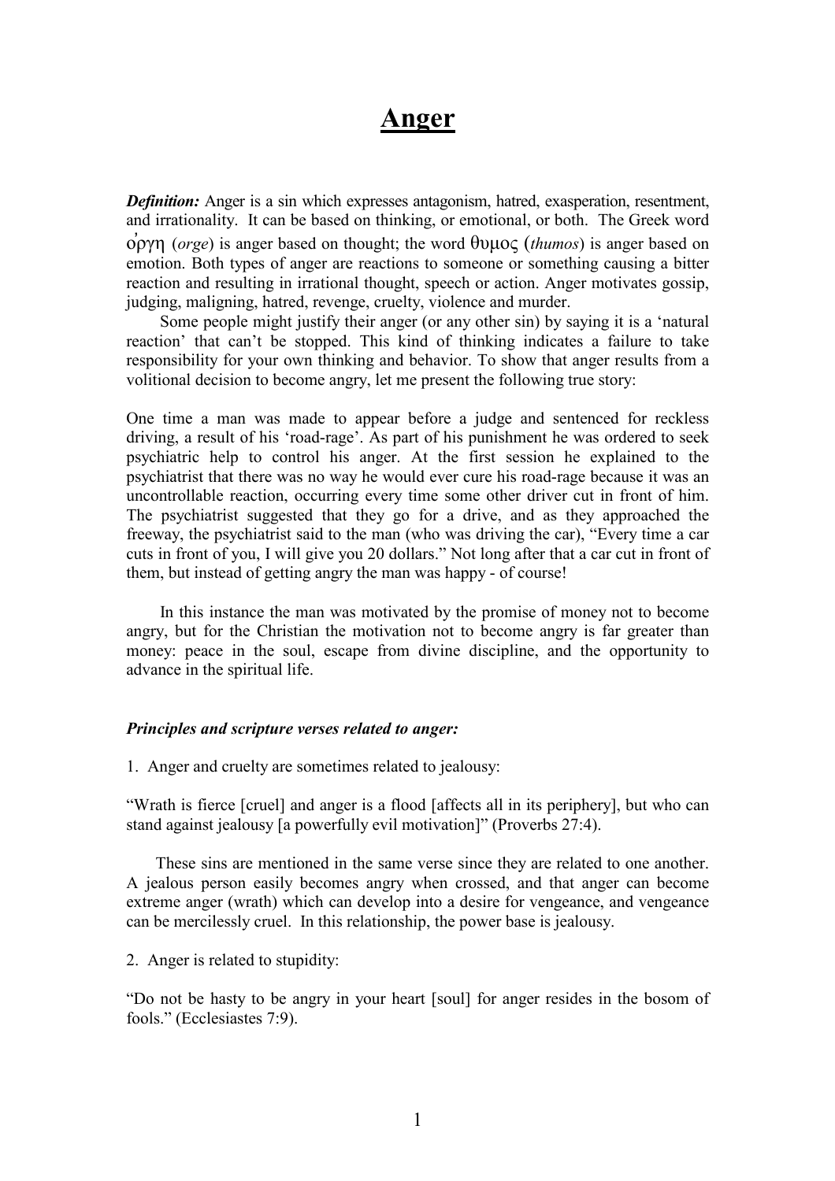# Anger

***Definition:*** Anger is a sin which expresses antagonism, hatred, exasperation, resentment, and irrationality. It can be based on thinking, or emotional, or both. The Greek word ὀργη (*orge*) is anger based on thought; the word θυμος (*thumos*) is anger based on emotion. Both types of anger are reactions to someone or something causing a bitter reaction and resulting in irrational thought, speech or action. Anger motivates gossip, judging, maligning, hatred, revenge, cruelty, violence and murder.

Some people might justify their anger (or any other sin) by saying it is a 'natural reaction' that can't be stopped. This kind of thinking indicates a failure to take responsibility for your own thinking and behavior. To show that anger results from a volitional decision to become angry, let me present the following true story:

One time a man was made to appear before a judge and sentenced for reckless driving, a result of his 'road-rage'. As part of his punishment he was ordered to seek psychiatric help to control his anger. At the first session he explained to the psychiatrist that there was no way he would ever cure his road-rage because it was an uncontrollable reaction, occurring every time some other driver cut in front of him. The psychiatrist suggested that they go for a drive, and as they approached the freeway, the psychiatrist said to the man (who was driving the car), "Every time a car cuts in front of you, I will give you 20 dollars." Not long after that a car cut in front of them, but instead of getting angry the man was happy - of course!

In this instance the man was motivated by the promise of money not to become angry, but for the Christian the motivation not to become angry is far greater than money: peace in the soul, escape from divine discipline, and the opportunity to advance in the spiritual life.

***Principles and scripture verses related to anger:***

1. Anger and cruelty are sometimes related to jealousy:

"Wrath is fierce [cruel] and anger is a flood [affects all in its periphery], but who can stand against jealousy [a powerfully evil motivation]" (Proverbs 27:4).

These sins are mentioned in the same verse since they are related to one another. A jealous person easily becomes angry when crossed, and that anger can become extreme anger (wrath) which can develop into a desire for vengeance, and vengeance can be mercilessly cruel. In this relationship, the power base is jealousy.

2. Anger is related to stupidity:

"Do not be hasty to be angry in your heart [soul] for anger resides in the bosom of fools." (Ecclesiastes 7:9).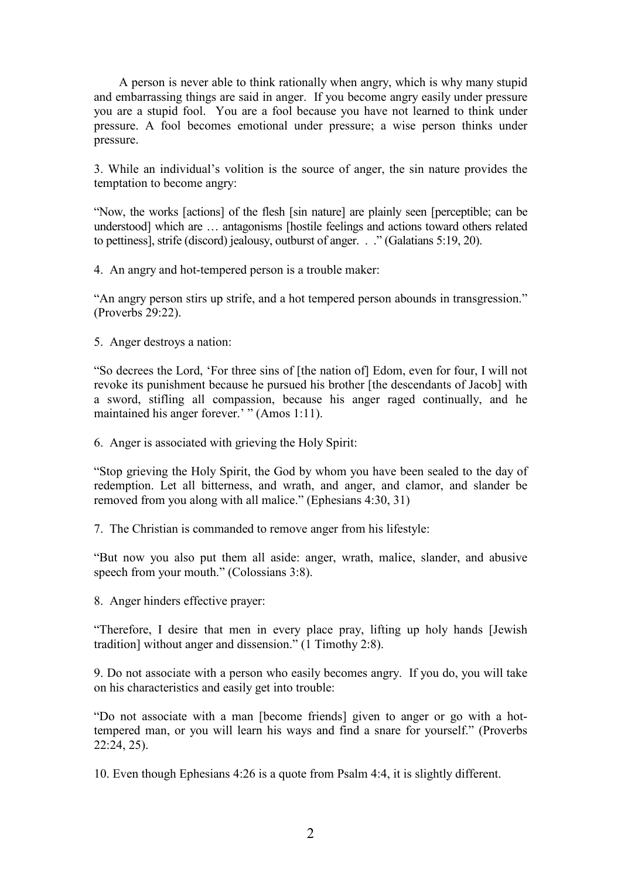A person is never able to think rationally when angry, which is why many stupid and embarrassing things are said in anger. If you become angry easily under pressure you are a stupid fool. You are a fool because you have not learned to think under pressure. A fool becomes emotional under pressure; a wise person thinks under pressure.

3. While an individual's volition is the source of anger, the sin nature provides the temptation to become angry:

"Now, the works [actions] of the flesh [sin nature] are plainly seen [perceptible; can be understood] which are … antagonisms [hostile feelings and actions toward others related to pettiness], strife (discord) jealousy, outburst of anger. . ." (Galatians 5:19, 20).

4. An angry and hot-tempered person is a trouble maker:

"An angry person stirs up strife, and a hot tempered person abounds in transgression." (Proverbs 29:22).

5. Anger destroys a nation:

"So decrees the Lord, 'For three sins of [the nation of] Edom, even for four, I will not revoke its punishment because he pursued his brother [the descendants of Jacob] with a sword, stifling all compassion, because his anger raged continually, and he maintained his anger forever.' " (Amos 1:11).

6. Anger is associated with grieving the Holy Spirit:

"Stop grieving the Holy Spirit, the God by whom you have been sealed to the day of redemption. Let all bitterness, and wrath, and anger, and clamor, and slander be removed from you along with all malice." (Ephesians 4:30, 31)

7. The Christian is commanded to remove anger from his lifestyle:

"But now you also put them all aside: anger, wrath, malice, slander, and abusive speech from your mouth." (Colossians 3:8).

8. Anger hinders effective prayer:

"Therefore, I desire that men in every place pray, lifting up holy hands [Jewish tradition] without anger and dissension." (1 Timothy 2:8).

9. Do not associate with a person who easily becomes angry. If you do, you will take on his characteristics and easily get into trouble:

"Do not associate with a man [become friends] given to anger or go with a hot-tempered man, or you will learn his ways and find a snare for yourself." (Proverbs 22:24, 25).

10. Even though Ephesians 4:26 is a quote from Psalm 4:4, it is slightly different.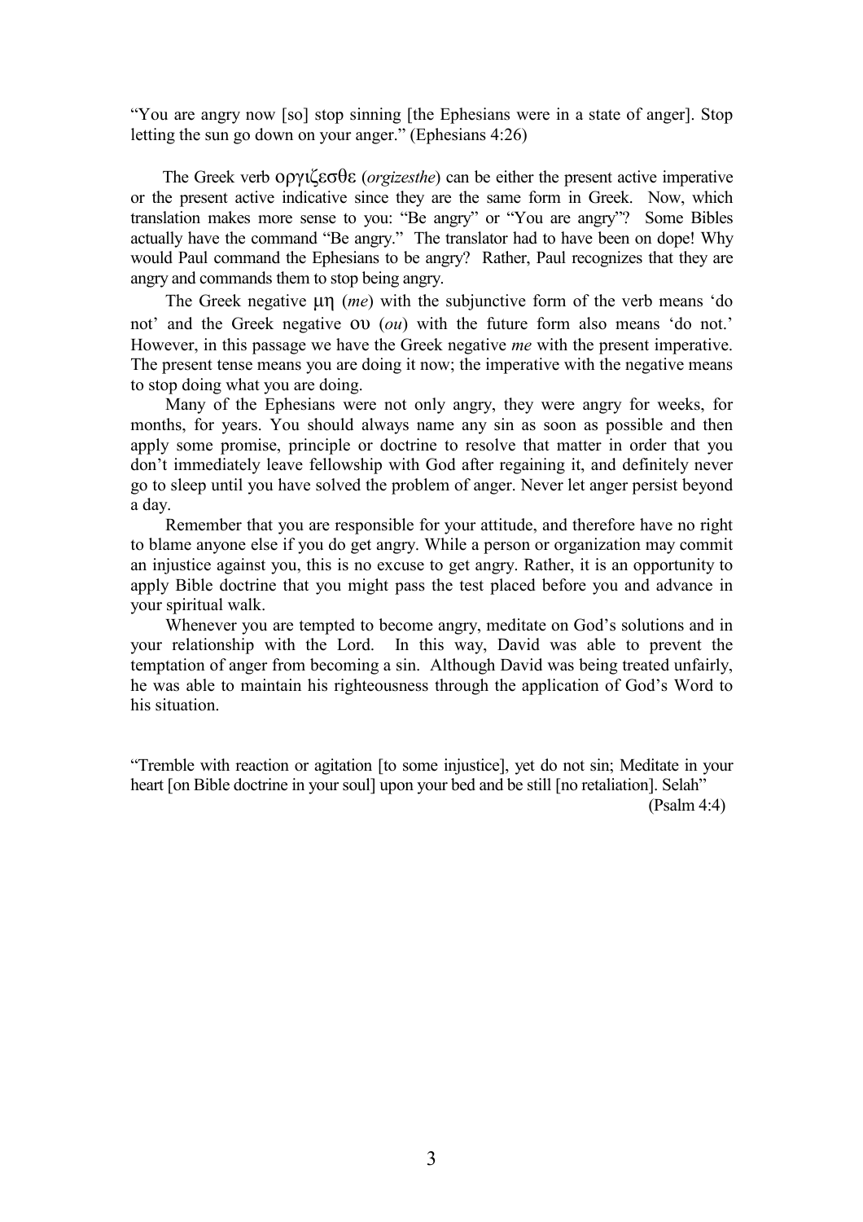"You are angry now [so] stop sinning [the Ephesians were in a state of anger]. Stop letting the sun go down on your anger." (Ephesians 4:26)

The Greek verb οργιζεσθε (*orgizesthe*) can be either the present active imperative or the present active indicative since they are the same form in Greek. Now, which translation makes more sense to you: "Be angry" or "You are angry"? Some Bibles actually have the command "Be angry." The translator had to have been on dope! Why would Paul command the Ephesians to be angry? Rather, Paul recognizes that they are angry and commands them to stop being angry.

The Greek negative μη (*me*) with the subjunctive form of the verb means 'do not' and the Greek negative ου (*ou*) with the future form also means 'do not.' However, in this passage we have the Greek negative *me* with the present imperative. The present tense means you are doing it now; the imperative with the negative means to stop doing what you are doing.

Many of the Ephesians were not only angry, they were angry for weeks, for months, for years. You should always name any sin as soon as possible and then apply some promise, principle or doctrine to resolve that matter in order that you don't immediately leave fellowship with God after regaining it, and definitely never go to sleep until you have solved the problem of anger. Never let anger persist beyond a day.

Remember that you are responsible for your attitude, and therefore have no right to blame anyone else if you do get angry. While a person or organization may commit an injustice against you, this is no excuse to get angry. Rather, it is an opportunity to apply Bible doctrine that you might pass the test placed before you and advance in your spiritual walk.

Whenever you are tempted to become angry, meditate on God's solutions and in your relationship with the Lord. In this way, David was able to prevent the temptation of anger from becoming a sin. Although David was being treated unfairly, he was able to maintain his righteousness through the application of God's Word to his situation.

"Tremble with reaction or agitation [to some injustice], yet do not sin; Meditate in your heart [on Bible doctrine in your soul] upon your bed and be still [no retaliation]. Selah" (Psalm 4:4)